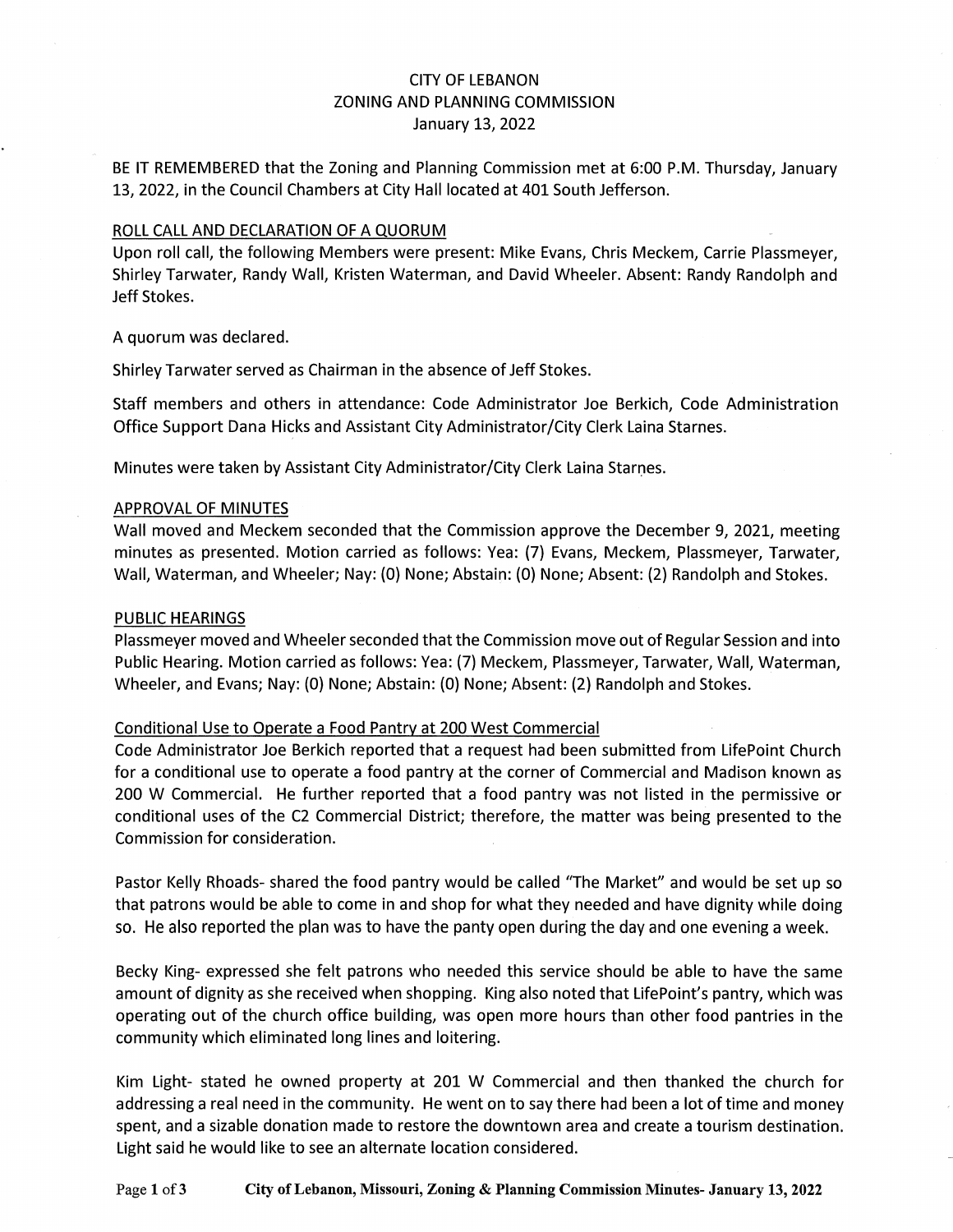# CITY OF LEBANON
## ZONING AND PLANNING COMMISSION
### January 13, 2022

BE IT REMEMBERED that the Zoning and Planning Commission met at 6:00 P.M. Thursday, January 13, 2022, in the Council Chambers at City Hall located at 401 South Jefferson.

ROLL CALL AND DECLARATION OF A QUORUM

Upon roll call, the following Members were present: Mike Evans, Chris Meckem, Carrie Plassmeyer, Shirley Tarwater, Randy Wall, Kristen Waterman, and David Wheeler. Absent: Randy Randolph and Jeff Stokes.

A quorum was declared.

Shirley Tarwater served as Chairman in the absence of Jeff Stokes.

Staff members and others in attendance: Code Administrator Joe Berkich, Code Administration Office Support Dana Hicks and Assistant City Administrator/City Clerk Laina Starnes.

Minutes were taken by Assistant City Administrator/City Clerk Laina Starnes.

APPROVAL OF MINUTES

Wall moved and Meckem seconded that the Commission approve the December 9, 2021, meeting minutes as presented. Motion carried as follows: Yea: (7) Evans, Meckem, Plassmeyer, Tarwater, Wall, Waterman, and Wheeler; Nay: (0) None; Abstain: (0) None; Absent: (2) Randolph and Stokes.

PUBLIC HEARINGS

Plassmeyer moved and Wheeler seconded that the Commission move out of Regular Session and into Public Hearing. Motion carried as follows: Yea: (7) Meckem, Plassmeyer, Tarwater, Wall, Waterman, Wheeler, and Evans; Nay: (0) None; Abstain: (0) None; Absent: (2) Randolph and Stokes.

Conditional Use to Operate a Food Pantry at 200 West Commercial

Code Administrator Joe Berkich reported that a request had been submitted from LifePoint Church for a conditional use to operate a food pantry at the corner of Commercial and Madison known as 200 W Commercial. He further reported that a food pantry was not listed in the permissive or conditional uses of the C2 Commercial District; therefore, the matter was being presented to the Commission for consideration.

Pastor Kelly Rhoads- shared the food pantry would be called "The Market" and would be set up so that patrons would be able to come in and shop for what they needed and have dignity while doing so. He also reported the plan was to have the panty open during the day and one evening a week.

Becky King- expressed she felt patrons who needed this service should be able to have the same amount of dignity as she received when shopping. King also noted that LifePoint's pantry, which was operating out of the church office building, was open more hours than other food pantries in the community which eliminated long lines and loitering.

Kim Light- stated he owned property at 201 W Commercial and then thanked the church for addressing a real need in the community. He went on to say there had been a lot of time and money spent, and a sizable donation made to restore the downtown area and create a tourism destination. Light said he would like to see an alternate location considered.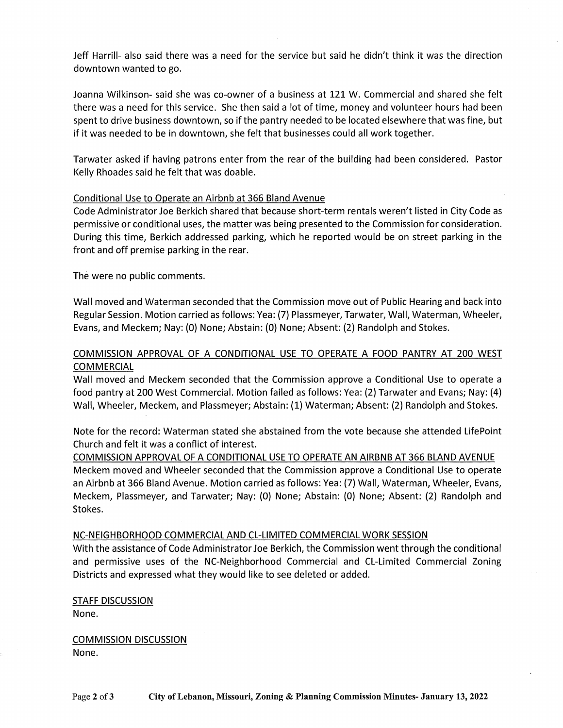Jeff Harrill- also said there was a need for the service but said he didn't think it was the direction downtown wanted to go.

Joanna Wilkinson- said she was co-owner of a business at 121 W. Commercial and shared she felt there was a need for this service. She then said a lot of time, money and volunteer hours had been spent to drive business downtown, so if the pantry needed to be located elsewhere that was fine, but if it was needed to be in downtown, she felt that businesses could all work together.

Tarwater asked if having patrons enter from the rear of the building had been considered. Pastor Kelly Rhoades said he felt that was doable.

Conditional Use to Operate an Airbnb at 366 Bland Avenue

Code Administrator Joe Berkich shared that because short-term rentals weren't listed in City Code as permissive or conditional uses, the matter was being presented to the Commission for consideration. During this time, Berkich addressed parking, which he reported would be on street parking in the front and off premise parking in the rear.

The were no public comments.

Wall moved and Waterman seconded that the Commission move out of Public Hearing and back into Regular Session. Motion carried as follows: Yea: (7) Plassmeyer, Tarwater, Wall, Waterman, Wheeler, Evans, and Meckem; Nay: (0) None; Abstain: (0) None; Absent: (2) Randolph and Stokes.

COMMISSION APPROVAL OF A CONDITIONAL USE TO OPERATE A FOOD PANTRY AT 200 WEST COMMERCIAL

Wall moved and Meckem seconded that the Commission approve a Conditional Use to operate a food pantry at 200 West Commercial. Motion failed as follows: Yea: (2) Tarwater and Evans; Nay: (4) Wall, Wheeler, Meckem, and Plassmeyer; Abstain: (1) Waterman; Absent: (2) Randolph and Stokes.

Note for the record: Waterman stated she abstained from the vote because she attended LifePoint Church and felt it was a conflict of interest.

COMMISSION APPROVAL OF A CONDITIONAL USE TO OPERATE AN AIRBNB AT 366 BLAND AVENUE

Meckem moved and Wheeler seconded that the Commission approve a Conditional Use to operate an Airbnb at 366 Bland Avenue. Motion carried as follows: Yea: (7) Wall, Waterman, Wheeler, Evans, Meckem, Plassmeyer, and Tarwater; Nay: (0) None; Abstain: (0) None; Absent: (2) Randolph and Stokes.

NC-NEIGHBORHOOD COMMERCIAL AND CL-LIMITED COMMERCIAL WORK SESSION

With the assistance of Code Administrator Joe Berkich, the Commission went through the conditional and permissive uses of the NC-Neighborhood Commercial and CL-Limited Commercial Zoning Districts and expressed what they would like to see deleted or added.

STAFF DISCUSSION

None.

COMMISSION DISCUSSION

None.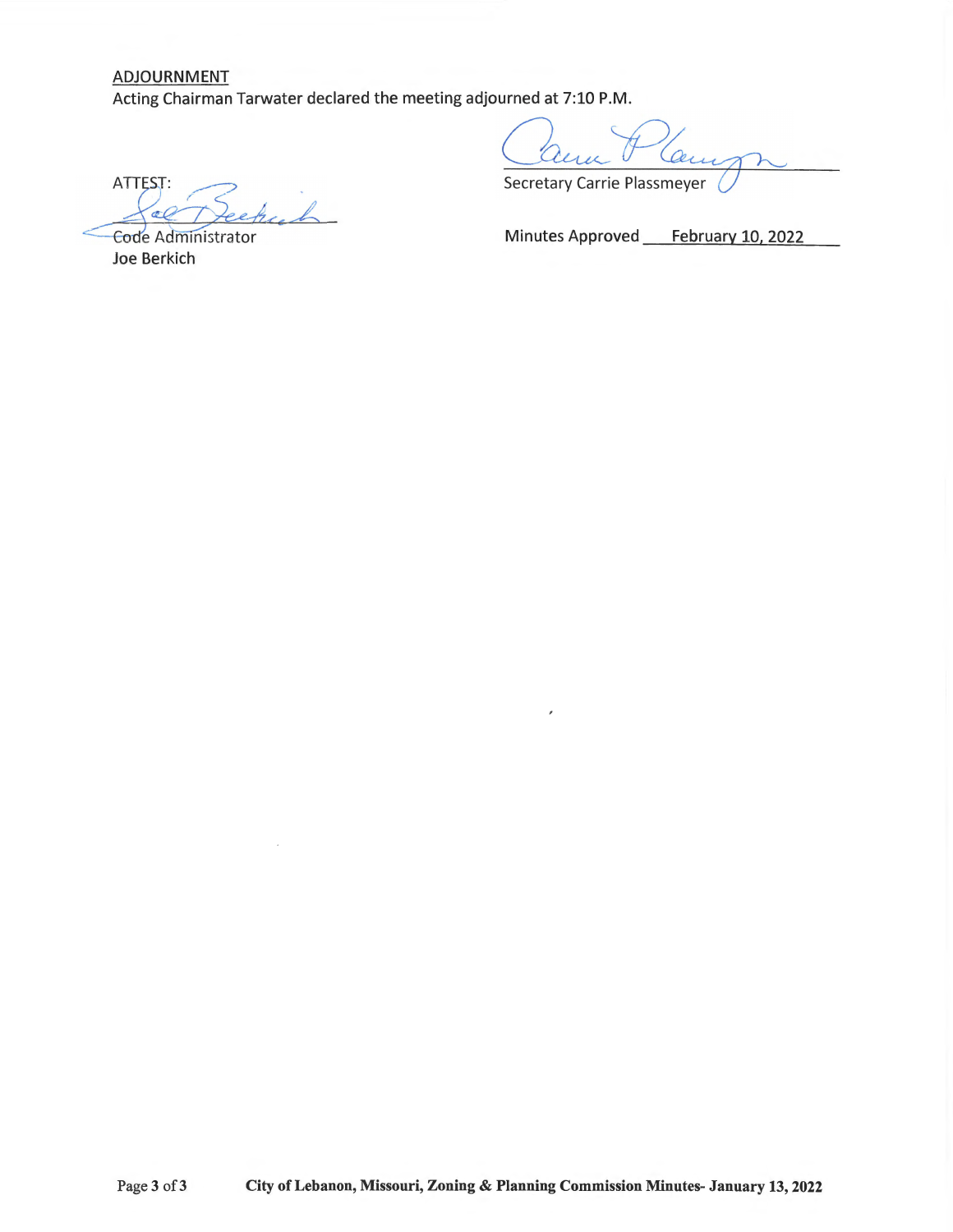ADJOURNMENT

Acting Chairman Tarwater declared the meeting adjourned at 7:10 P.M.

Secretary Carrie Plassmeyer

ATTEST:

Code Administrator
Joe Berkich

Minutes Approved February 10, 2022